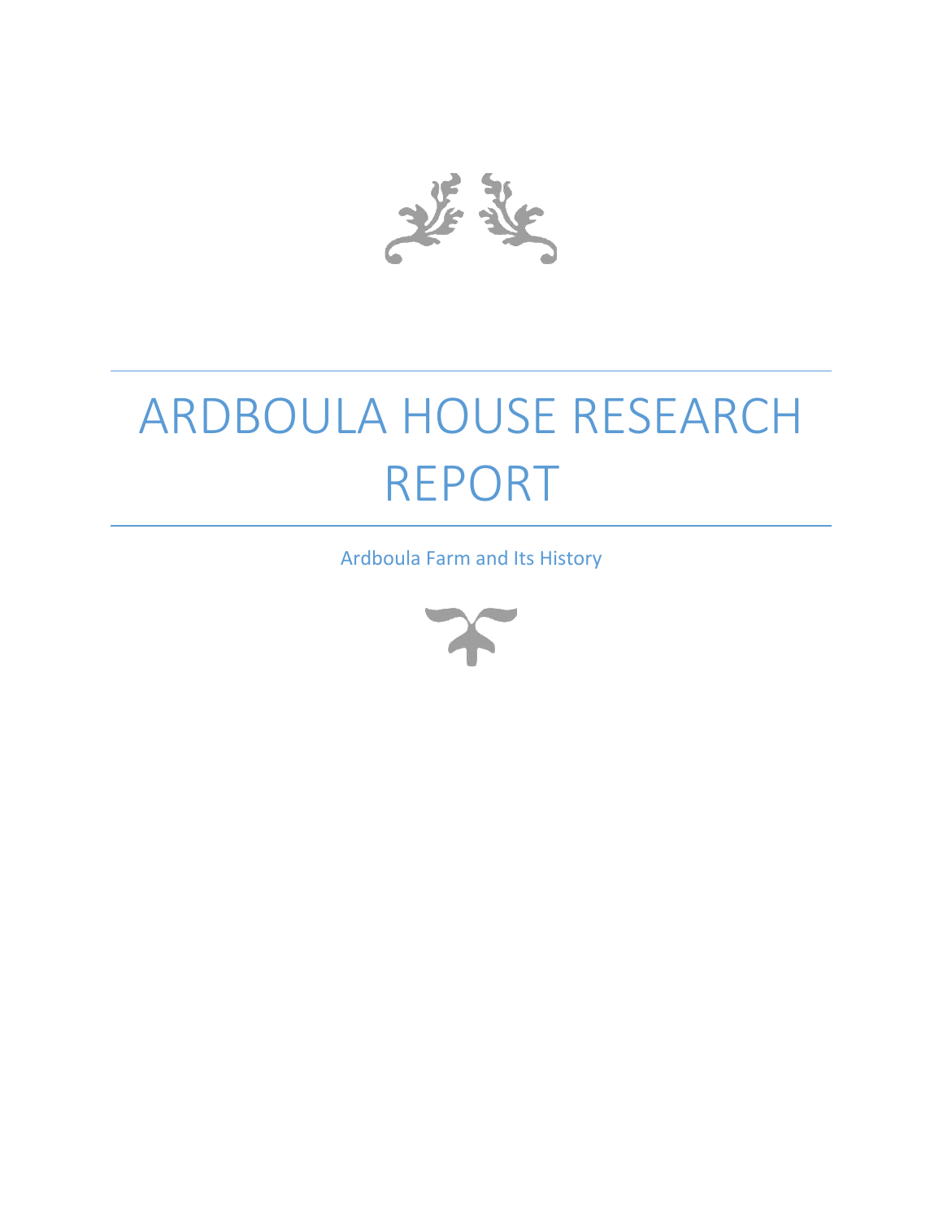# ARDBOULA HOUSE RESEARCH REPORT

Ardboula Farm and Its History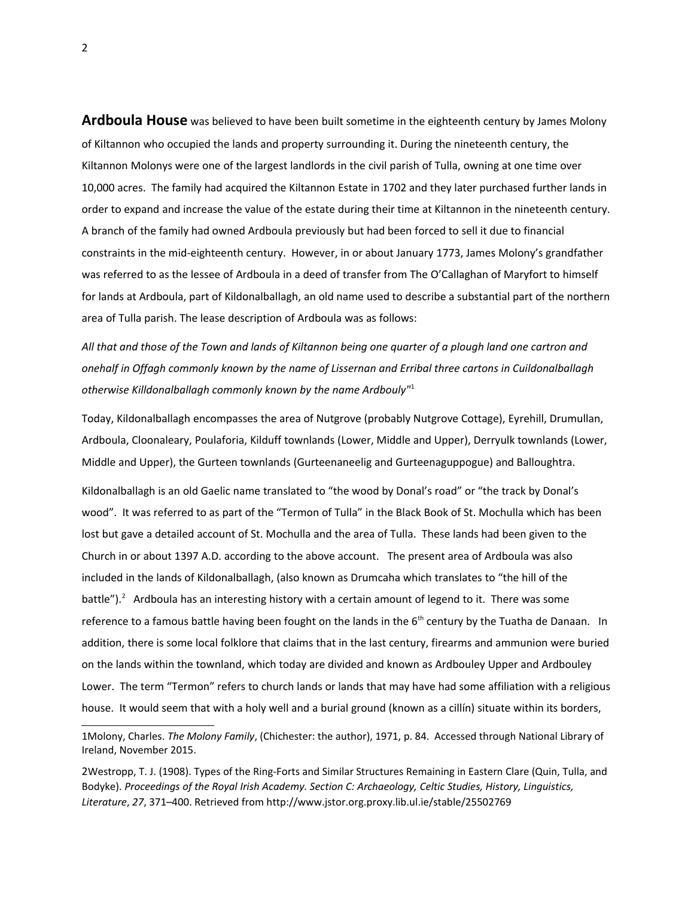**Ardboula House** was believed to have been built sometime in the eighteenth century by James Molony of Kiltannon who occupied the lands and property surrounding it. During the nineteenth century, the Kiltannon Molonys were one of the largest landlords in the civil parish of Tulla, owning at one time over 10,000 acres. The family had acquired the Kiltannon Estate in 1702 and they later purchased further lands in order to expand and increase the value of the estate during their time at Kiltannon in the nineteenth century. A branch of the family had owned Ardboula previously but had been forced to sell it due to financial constraints in the mid-eighteenth century. However, in or about January 1773, James Molony's grandfather was referred to as the lessee of Ardboula in a deed of transfer from The O'Callaghan of Maryfort to himself for lands at Ardboula, part of Kildonalballagh, an old name used to describe a substantial part of the northern area of Tulla parish. The lease description of Ardboula was as follows:

*All that and those of the Town and lands of Kiltannon being one quarter of a plough land one cartron and onehalf in Offagh commonly known by the name of Lissernan and Erribal three cartons in Cuildonalballagh otherwise Killdonalballagh commonly known by the name Ardbouly*"[1]

Today, Kildonalballagh encompasses the area of Nutgrove (probably Nutgrove Cottage), Eyrehill, Drumullan, Ardboula, Cloonaleary, Poulaforia, Kilduff townlands (Lower, Middle and Upper), Derryulk townlands (Lower, Middle and Upper), the Gurteen townlands (Gurteenaneelig and Gurteenaguppogue) and Balloughtra.

Kildonalballagh is an old Gaelic name translated to "the wood by Donal's road" or "the track by Donal's wood". It was referred to as part of the "Termon of Tulla" in the Black Book of St. Mochulla which has been lost but gave a detailed account of St. Mochulla and the area of Tulla. These lands had been given to the Church in or about 1397 A.D. according to the above account. The present area of Ardboula was also included in the lands of Kildonalballagh, (also known as Drumcaha which translates to "the hill of the battle").[2] Ardboula has an interesting history with a certain amount of legend to it. There was some reference to a famous battle having been fought on the lands in the 6th century by the Tuatha de Danaan. In addition, there is some local folklore that claims that in the last century, firearms and ammunion were buried on the lands within the townland, which today are divided and known as Ardbouley Upper and Ardbouley Lower. The term "Termon" refers to church lands or lands that may have had some affiliation with a religious house. It would seem that with a holy well and a burial ground (known as a cillín) situate within its borders,

---

1Molony, Charles. *The Molony Family*, (Chichester: the author), 1971, p. 84. Accessed through National Library of Ireland, November 2015.

2Westropp, T. J. (1908). Types of the Ring-Forts and Similar Structures Remaining in Eastern Clare (Quin, Tulla, and Bodyke). *Proceedings of the Royal Irish Academy. Section C: Archaeology, Celtic Studies, History, Linguistics, Literature*, *27*, 371–400. Retrieved from http://www.jstor.org.proxy.lib.ul.ie/stable/25502769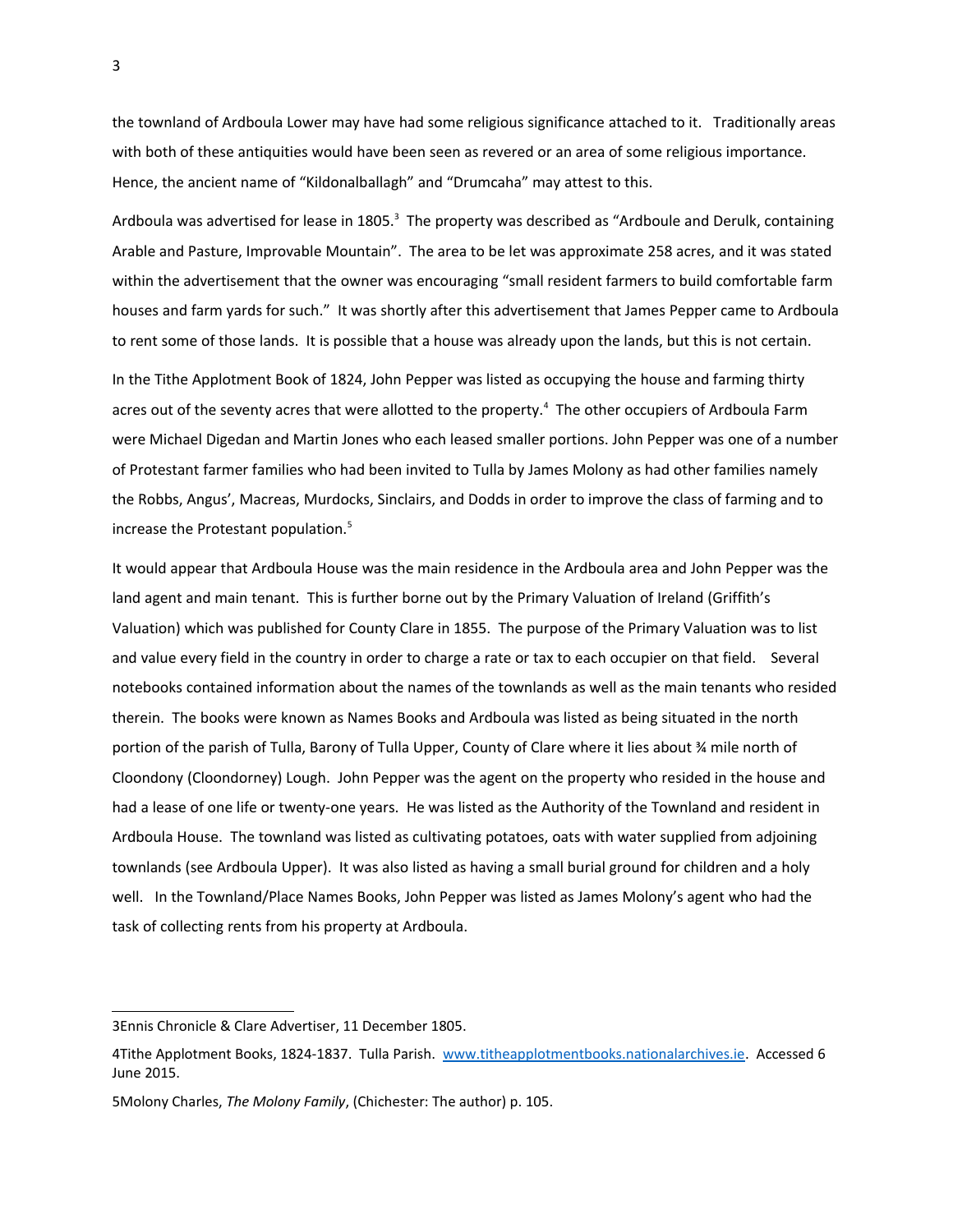the townland of Ardboula Lower may have had some religious significance attached to it. Traditionally areas with both of these antiquities would have been seen as revered or an area of some religious importance. Hence, the ancient name of "Kildonalballagh" and "Drumcaha" may attest to this.

Ardboula was advertised for lease in 1805.[3] The property was described as "Ardboule and Derulk, containing Arable and Pasture, Improvable Mountain". The area to be let was approximate 258 acres, and it was stated within the advertisement that the owner was encouraging "small resident farmers to build comfortable farm houses and farm yards for such." It was shortly after this advertisement that James Pepper came to Ardboula to rent some of those lands. It is possible that a house was already upon the lands, but this is not certain.

In the Tithe Applotment Book of 1824, John Pepper was listed as occupying the house and farming thirty acres out of the seventy acres that were allotted to the property.[4] The other occupiers of Ardboula Farm were Michael Digedan and Martin Jones who each leased smaller portions. John Pepper was one of a number of Protestant farmer families who had been invited to Tulla by James Molony as had other families namely the Robbs, Angus', Macreas, Murdocks, Sinclairs, and Dodds in order to improve the class of farming and to increase the Protestant population.[5]

It would appear that Ardboula House was the main residence in the Ardboula area and John Pepper was the land agent and main tenant. This is further borne out by the Primary Valuation of Ireland (Griffith's Valuation) which was published for County Clare in 1855. The purpose of the Primary Valuation was to list and value every field in the country in order to charge a rate or tax to each occupier on that field. Several notebooks contained information about the names of the townlands as well as the main tenants who resided therein. The books were known as Names Books and Ardboula was listed as being situated in the north portion of the parish of Tulla, Barony of Tulla Upper, County of Clare where it lies about ¾ mile north of Cloondony (Cloondorney) Lough. John Pepper was the agent on the property who resided in the house and had a lease of one life or twenty-one years. He was listed as the Authority of the Townland and resident in Ardboula House. The townland was listed as cultivating potatoes, oats with water supplied from adjoining townlands (see Ardboula Upper). It was also listed as having a small burial ground for children and a holy well. In the Townland/Place Names Books, John Pepper was listed as James Molony's agent who had the task of collecting rents from his property at Ardboula.

---

3Ennis Chronicle & Clare Advertiser, 11 December 1805.

4Tithe Applotment Books, 1824-1837. Tulla Parish. www.titheapplotmentbooks.nationalarchives.ie. Accessed 6 June 2015.

5Molony Charles, *The Molony Family*, (Chichester: The author) p. 105.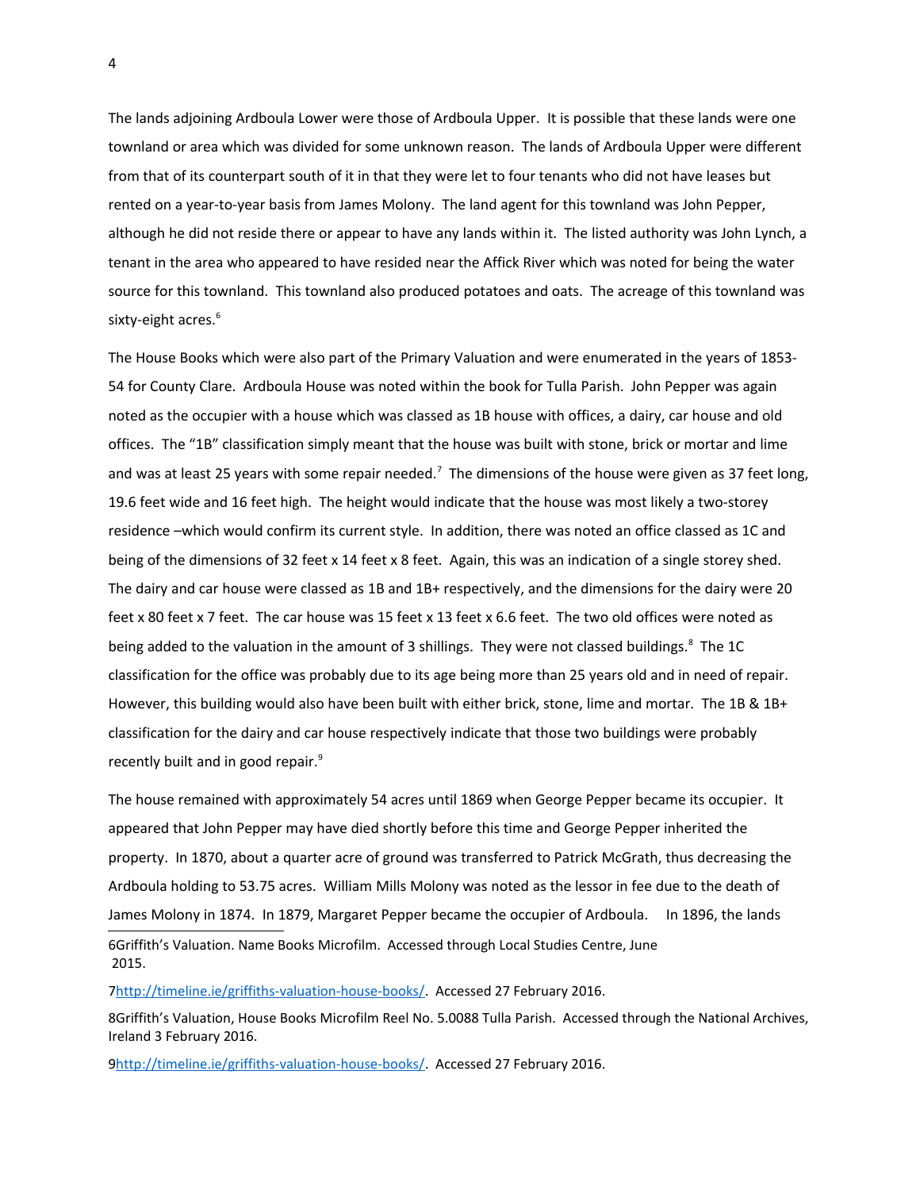The lands adjoining Ardboula Lower were those of Ardboula Upper. It is possible that these lands were one townland or area which was divided for some unknown reason. The lands of Ardboula Upper were different from that of its counterpart south of it in that they were let to four tenants who did not have leases but rented on a year-to-year basis from James Molony. The land agent for this townland was John Pepper, although he did not reside there or appear to have any lands within it. The listed authority was John Lynch, a tenant in the area who appeared to have resided near the Affick River which was noted for being the water source for this townland. This townland also produced potatoes and oats. The acreage of this townland was sixty-eight acres.[6]

The House Books which were also part of the Primary Valuation and were enumerated in the years of 1853-54 for County Clare. Ardboula House was noted within the book for Tulla Parish. John Pepper was again noted as the occupier with a house which was classed as 1B house with offices, a dairy, car house and old offices. The "1B" classification simply meant that the house was built with stone, brick or mortar and lime and was at least 25 years with some repair needed.[7] The dimensions of the house were given as 37 feet long, 19.6 feet wide and 16 feet high. The height would indicate that the house was most likely a two-storey residence –which would confirm its current style. In addition, there was noted an office classed as 1C and being of the dimensions of 32 feet x 14 feet x 8 feet. Again, this was an indication of a single storey shed. The dairy and car house were classed as 1B and 1B+ respectively, and the dimensions for the dairy were 20 feet x 80 feet x 7 feet. The car house was 15 feet x 13 feet x 6.6 feet. The two old offices were noted as being added to the valuation in the amount of 3 shillings. They were not classed buildings.[8] The 1C classification for the office was probably due to its age being more than 25 years old and in need of repair. However, this building would also have been built with either brick, stone, lime and mortar. The 1B & 1B+ classification for the dairy and car house respectively indicate that those two buildings were probably recently built and in good repair.[9]

The house remained with approximately 54 acres until 1869 when George Pepper became its occupier. It appeared that John Pepper may have died shortly before this time and George Pepper inherited the property. In 1870, about a quarter acre of ground was transferred to Patrick McGrath, thus decreasing the Ardboula holding to 53.75 acres. William Mills Molony was noted as the lessor in fee due to the death of James Molony in 1874. In 1879, Margaret Pepper became the occupier of Ardboula. In 1896, the lands

---

6Griffith's Valuation. Name Books Microfilm. Accessed through Local Studies Centre, June 2015.

7http://timeline.ie/griffiths-valuation-house-books/. Accessed 27 February 2016.

8Griffith's Valuation, House Books Microfilm Reel No. 5.0088 Tulla Parish. Accessed through the National Archives, Ireland 3 February 2016.

9http://timeline.ie/griffiths-valuation-house-books/. Accessed 27 February 2016.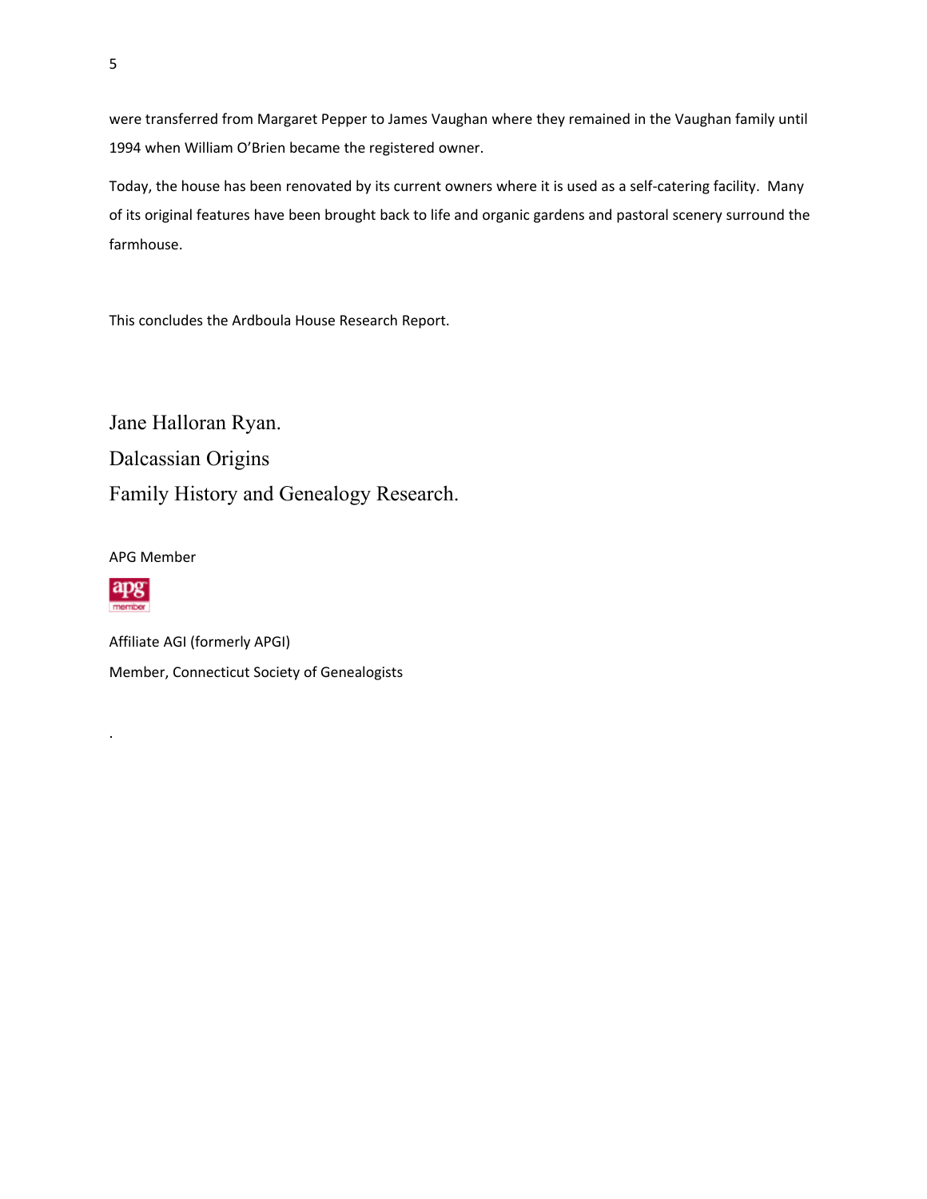were transferred from Margaret Pepper to James Vaughan where they remained in the Vaughan family until 1994 when William O'Brien became the registered owner.

Today, the house has been renovated by its current owners where it is used as a self-catering facility. Many of its original features have been brought back to life and organic gardens and pastoral scenery surround the farmhouse.

This concludes the Ardboula House Research Report.

Jane Halloran Ryan.

Dalcassian Origins

Family History and Genealogy Research.

APG Member

Affiliate AGI (formerly APGI)

Member, Connecticut Society of Genealogists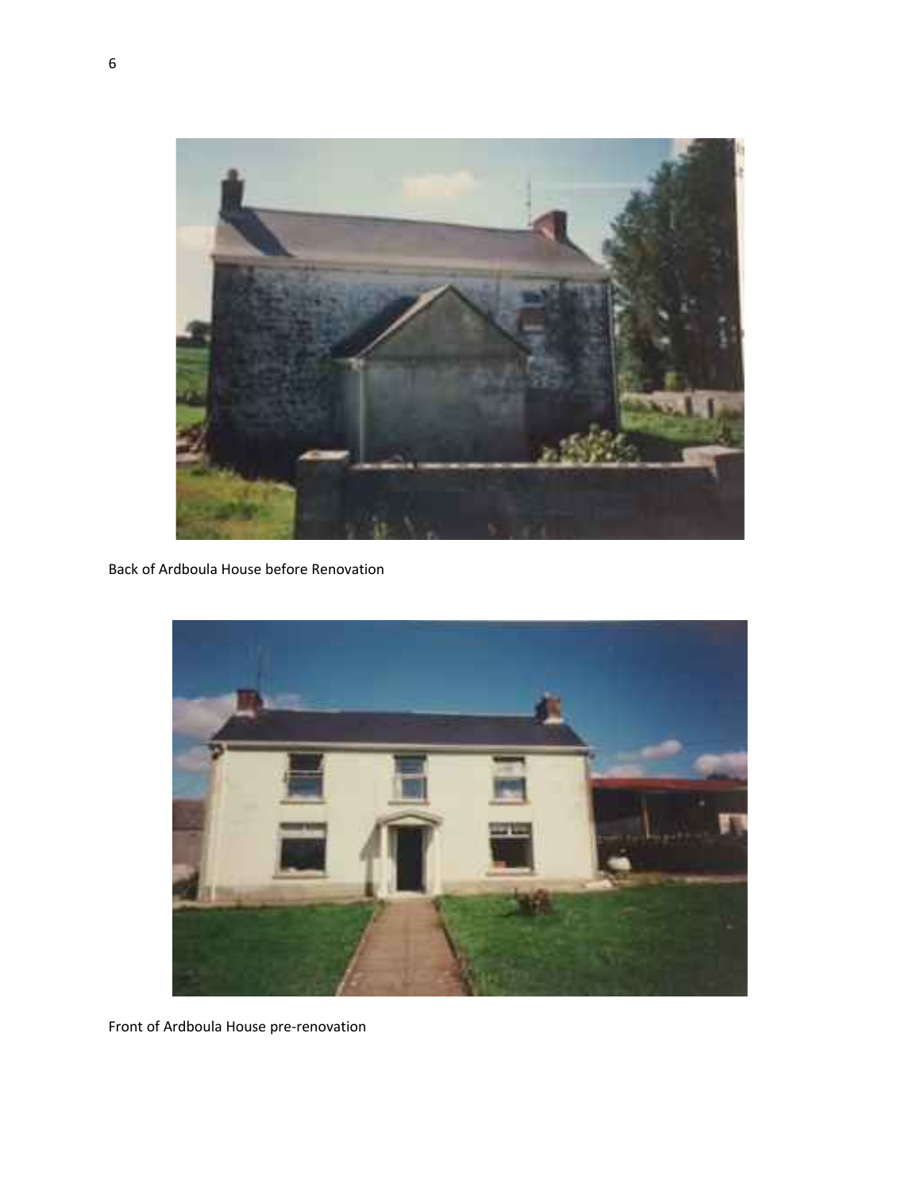Back of Ardboula House before Renovation

Front of Ardboula House pre-renovation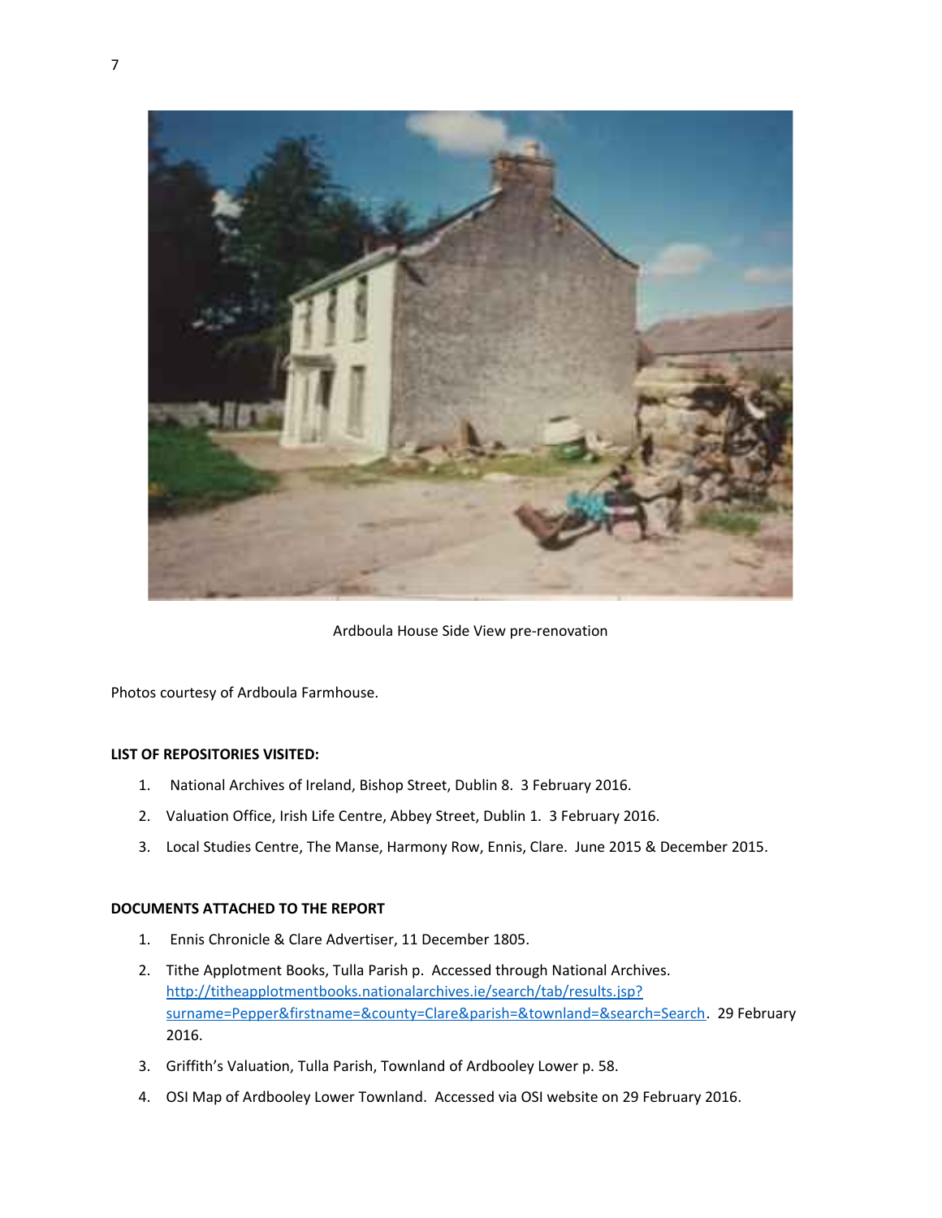Ardboula House Side View pre-renovation

Photos courtesy of Ardboula Farmhouse.

**LIST OF REPOSITORIES VISITED:**

1. National Archives of Ireland, Bishop Street, Dublin 8. 3 February 2016.
2. Valuation Office, Irish Life Centre, Abbey Street, Dublin 1. 3 February 2016.
3. Local Studies Centre, The Manse, Harmony Row, Ennis, Clare. June 2015 & December 2015.

**DOCUMENTS ATTACHED TO THE REPORT**

1. Ennis Chronicle & Clare Advertiser, 11 December 1805.
2. Tithe Applotment Books, Tulla Parish p. Accessed through National Archives. http://titheapplotmentbooks.nationalarchives.ie/search/tab/results.jsp?surname=Pepper&firstname=&county=Clare&parish=&townland=&search=Search. 29 February 2016.
3. Griffith's Valuation, Tulla Parish, Townland of Ardbooley Lower p. 58.
4. OSI Map of Ardbooley Lower Townland. Accessed via OSI website on 29 February 2016.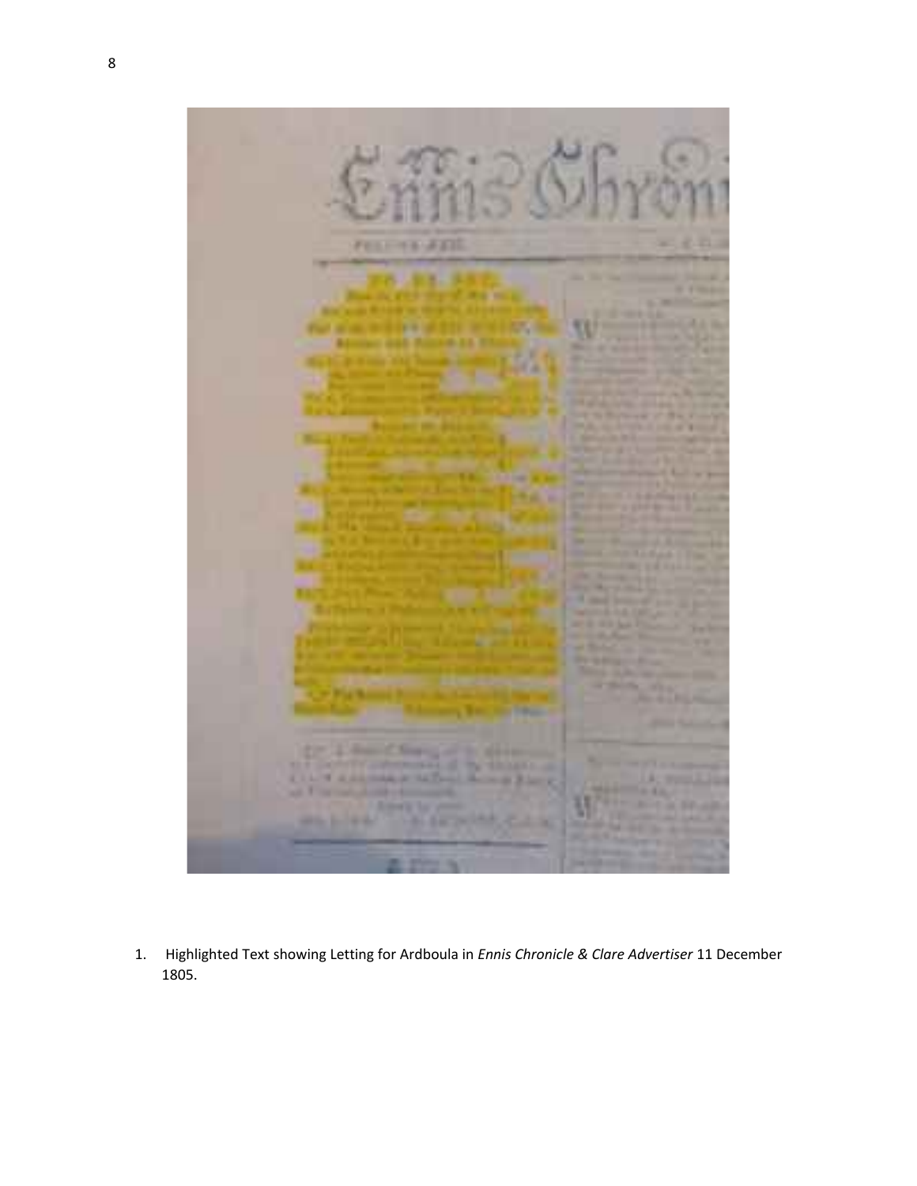1. Highlighted Text showing Letting for Ardboula in *Ennis Chronicle & Clare Advertiser* 11 December 1805.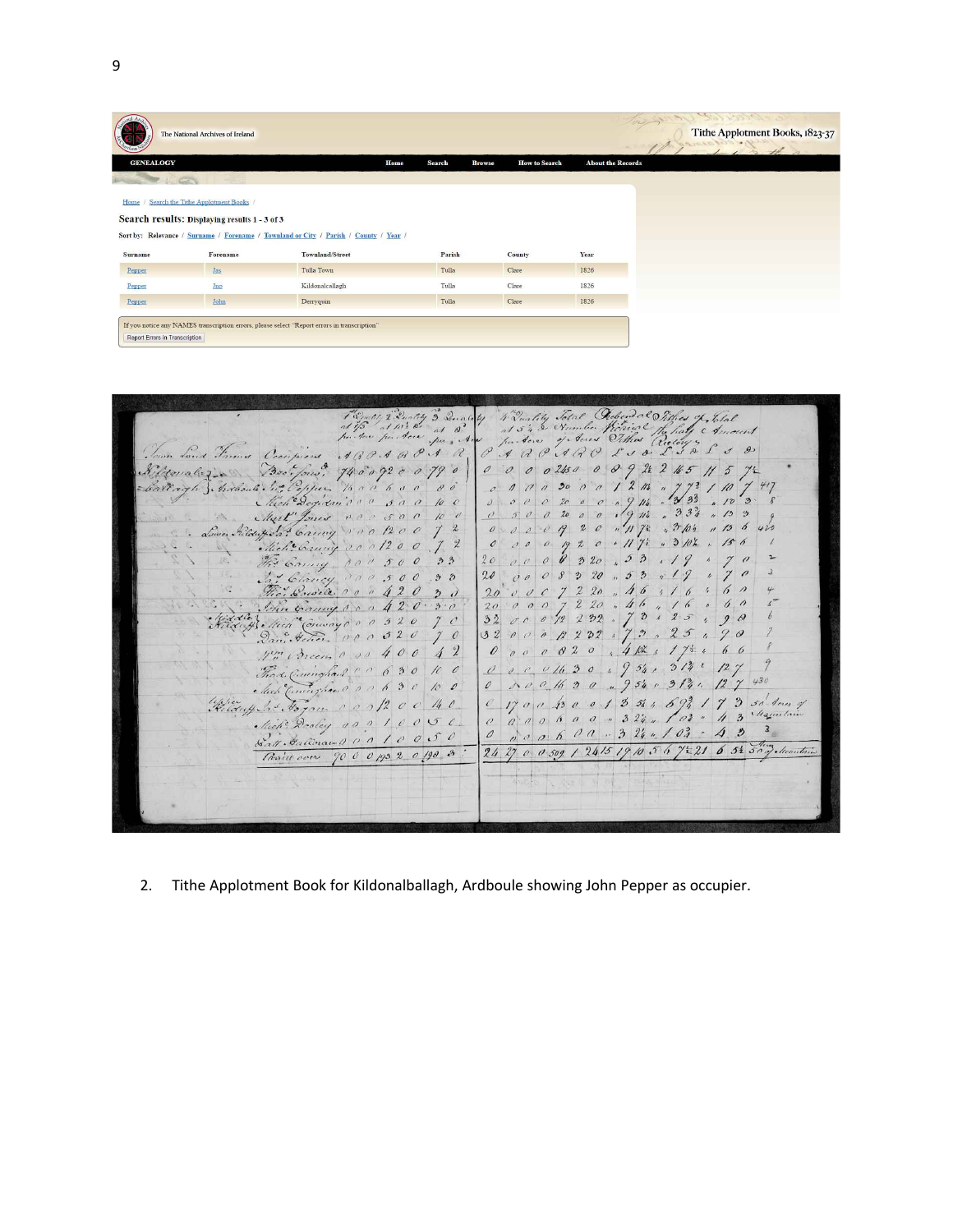The National Archives of Ireland

Tithe Applotment Books, 1823-37

GENEALOGY | Home | Search | Browse | How to Search | About the Records

Home / Search the Tithe Applotment Books /

**Search results: Displaying results 1 - 3 of 3**

Sort by: Relevance / Surname / Forename / Townland or City / Parish / County / Year /

| Surname | Forename | Townland/Street | Parish | County | Year |
|---|---|---|---|---|---|
| Pepper | Jas | Tulla Town | Tulla | Clare | 1826 |
| Pepper | Jno | Kildonalcallagh | Tulla | Clare | 1826 |
| Pepper | John | Derryquin | Tulla | Clare | 1826 |

If you notice any NAMES transcription errors, please select "Report errors in transcription"

Report Errors in Transcription

2. Tithe Applotment Book for Kildonalballagh, Ardboule showing John Pepper as occupier.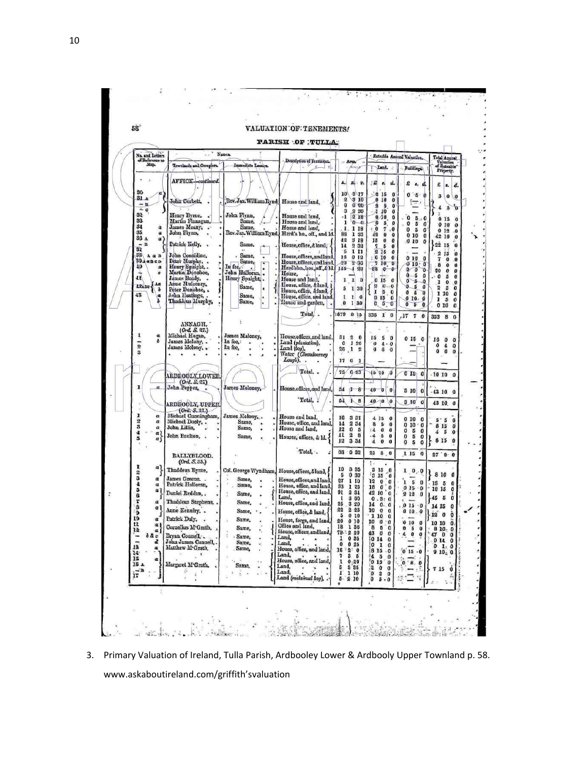## VALUATION OF TENEMENTS.

### PARISH OF TULLA.

| No. and Letters of Reference to Map | Townlands and Occupiers | Immediate Lessors | Description of Tenement | Area (A. R. P.) | Rateable Annual Valuation: Land (£ s. d.) | Rateable Annual Valuation: Buildings (£ s. d.) | Total Annual Valuation of Rateable Property (£ s. d.) |
|---|---|---|---|---|---|---|---|
| | **AFFICK—continued.** | | | | | | |
| 30 a | John Corbett, | Rev. Jas. William Bynd, | House and land, | 10 3 17 | 2 15 0 | 0 5 0 | 3 0 0 |
| 31 A | | | | 2 3 10 | 0 10 0 | | |
| – B | | | | 0 0 20 | 2 5 0 | | 4 5 0 |
| – C | | | | 3 2 30 | 1 10 0 | | |
| 32 | Henry Byrne, | John Flynn, | House and land, | 1 2 18 | 0 10 0 | 0 5 0 | 0 15 0 |
| 33 | Martin Flanagan, | Same, | House and land, | 1 0 0 | 0 5 0 | 0 5 0 | 0 10 0 |
| 34 a | James Meany, | Same, | House and land, | 1 1 18 | 0 7 0 | 0 5 0 | 0 12 0 |
| 35 a | John Flynn, | Rev. Jas. William Bynd, | Herd's ho., off., and ld. | 88 1 33 | 42 0 0 | 0 10 0 | 42 10 0 |
| 36 A a | Patrick Kelly, | Same, | House, office, & land, | 42 3 18 | 15 0 0 | 0 10 0 | 22 15 0 |
| – B | | | | 14 2 33 | 7 5 0 | | |
| 37 | | | | 5 1 11 | 2 15 0 | — | 2 15 0 |
| 38 A a B | John Considine, | Same, | House, offices, and land, | 16 0 12 | 6 10 0 | 0 10 0 | 7 0 0 |
| 39 A a B C D | Peter Murphy, | Same, | House, offices, and land, | 20 2 30 | 7 10 0 | 0 10 0 | 8 0 0 |
| 40 a | Henry Speight, | In fee, | Herd's ho., off., & ld. | 145 1 20 | 88 0 0 | 2 0 0 | 90 0 0 |
| – c | Martin Donohoe, | John Halloran, | House, | — | — | 0 5 0 | 0 5 0 |
| 41 | James Ready, | Henry Speight, | House and land, | 1 1 0 | 0 15 0 | 0 5 0 | 1 0 0 |
| 42 A a | Anne Mulconry, | Same, | House, office, & land, | 5 1 30 | 2 0 0 | 0 5 0 | 2 5 0 |
| – b | Peter Donohoe, | | House, office, & land, | | 1 5 0 | 0 5 0 | 1 10 0 |
| 43 a | John Hastings, | Same, | House, office, and land, | 1 1 0 | 0 15 0 | 0 10 0 | 1 5 0 |
| – b | Thaddeus Murphy, | Same, | House and garden, | 0 1 30 | 0 5 0 | 0 5 0 | 0 10 0 |
| | | | Total, | 1679 0 15 | 336 1 0 | 17 7 0 | 353 8 0 |
| | **ANNAGH.** (Ord. S. 27.) | | | | | | |
| 1 a | Michael Hogan, | James Maloney, | House, offices, and land, | 31 2 0 | 15 5 0 | 0 15 0 | 16 0 0 |
| – b | James Molony, | In fee, | Land (plantation), | 0 1 20 | 0 4 0 | — | 0 4 0 |
| 2 | James Molony, | In fee, | Land (bog), | 26 1 2 | 0 6 0 | — | 0 6 0 |
| 3 | | | Water (Cloondoorney Lough), | 17 0 1 | — | | — |
| | | | Total, | 75 0 23 | 15 15 0 | 0 15 0 | 16 10 0 |
| | **ARDBOOLY, LOWER.** (Ord. S. 21.) | | | | | | |
| 1 a | John Pepper, | James Moloney, | House, offices, and land, | 54 1 8 | 40 0 0 | 3 10 0 | 43 10 0 |
| | | | Total, | 54 1 8 | 40 0 0 | 3 10 0 | 43 10 0 |
| | **ARDBOOLY, UPPER.** (Ord. S. 21.) | | | | | | |
| 1 a | Michael Cunningham, | James Molony, | House and land, | 10 3 31 | 4 15 0 | 0 10 0 | 5 5 0 |
| 2 a | Michael Dooly, | Same, | House, office, and land, | 14 2 34 | 8 5 0 | 0 10 0 | 8 15 0 |
| 3 a | John Lillis, | Same, | House and land, | 12 0 5 | 4 0 0 | 0 5 0 | 4 5 0 |
| 4 a | John Boulton, | Same, | Houses, offices, & ld. | 11 2 8 | 4 5 0 | 0 5 0 | 8 15 0 |
| 5 a | | | | 12 3 34 | 4 0 0 | 0 5 0 | |
| | | | Total, | 63 0 32 | 25 5 0 | 1 15 0 | 27 0 0 |
| | **BALLYBLOOD.** (Ord. S. 33.) | | | | | | |
| 1 a | Thaddeus Byrne, | Col. George Wyndham, | House, offices, & land, | 10 3 35 | 3 15 0 | 1 0 0 | 8 10 0 |
| 2 | | | | 5 0 30 | 3 15 0 | | |
| 3 a | James Greene, | Same, | House, offices, and land, | 27 1 10 | 12 0 0 | 1 5 0 | 13 5 0 |
| 4 a | Patrick Halloran, | Same, | House, office, and land, | 33 1 25 | 18 0 0 | 0 15 0 | 18 15 0 |
| 5 a | Daniel Reddan, | Same, | House, office, and land, | 91 2 31 | 42 10 0 | 2 12 0 | 45 5 0 |
| 6 | | | Land, | 1 3 30 | 0 3 0 | — | |
| 7 a | Thaddeus Stephens, | Same, | House, office, and land, | 25 3 20 | 14 0 0 | 0 15 0 | 14 15 0 |
| 8 c | Anne Kennedy, | Same, | House, office, & land, | 22 2 23 | 10 0 0 | 0 10 0 | 12 0 0 |
| 9 | | | | 5 0 10 | 1 10 0 | | |
| 10 a | Patrick Daly, | Same, | House, forge, and land, | 20 0 10 | 10 0 0 | 0 10 0 | 10 10 0 |
| 11 a | Cornelius M'Grath, | Same, | Office and land, | 18 1 36 | 8 5 0 | 0 5 0 | 8 10 0 |
| 12 a | | | House, offices, and land, | 79 2 20 | 43 0 0 | 4 0 0 | 47 0 0 |
| – b & c | Bryan Connell, | Same, | Land, | 1 0 35 | 0 14 0 | — | 0 14 0 |
| – d | John James Connell, | Same, | Land, | 0 0 25 | 0 1 0 | — | 0 1 0 |
| 13 a | Matthew M'Grath, | Same, | House, office, and land, | 16 2 0 | 8 15 0 | 0 15 0 | 9 10 0 |
| 14 | Margaret M'Grath, | Same, | Land, | 7 3 5 | 4 5 0 | — | 7 15 0 |
| 15 a | | | House, office, and land, | 1 0 29 | 0 15 0 | 0 8 0 | |
| 16 A | | | Land, | 5 3 35 | 2 0 0 | — | |
| – B | | | Land, | 1 1 10 | 0 2 0 | — | |
| 17 | | | Land (reclaimed bog), | 5 2 10 | 0 5 0 | — | |

3. Primary Valuation of Ireland, Tulla Parish, Ardbooley Lower & Ardbooly Upper Townland p. 58. www.askaboutireland.com/griffith'svaluation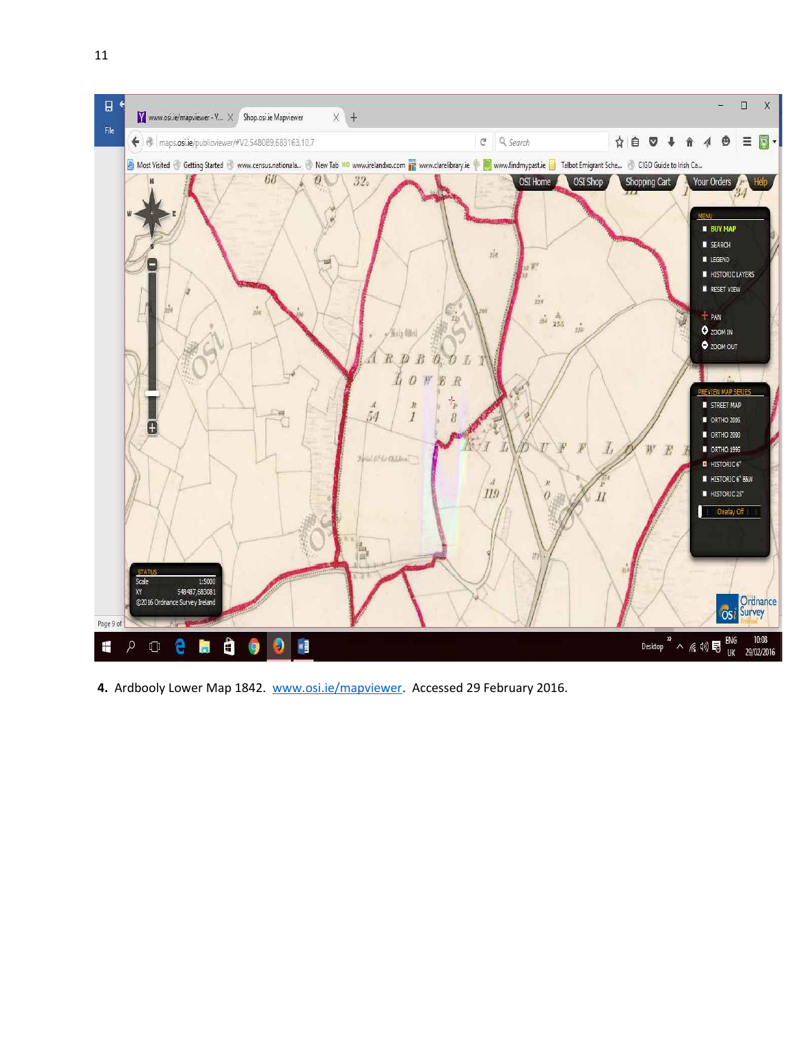**4.** Ardbooly Lower Map 1842. www.osi.ie/mapviewer. Accessed 29 February 2016.